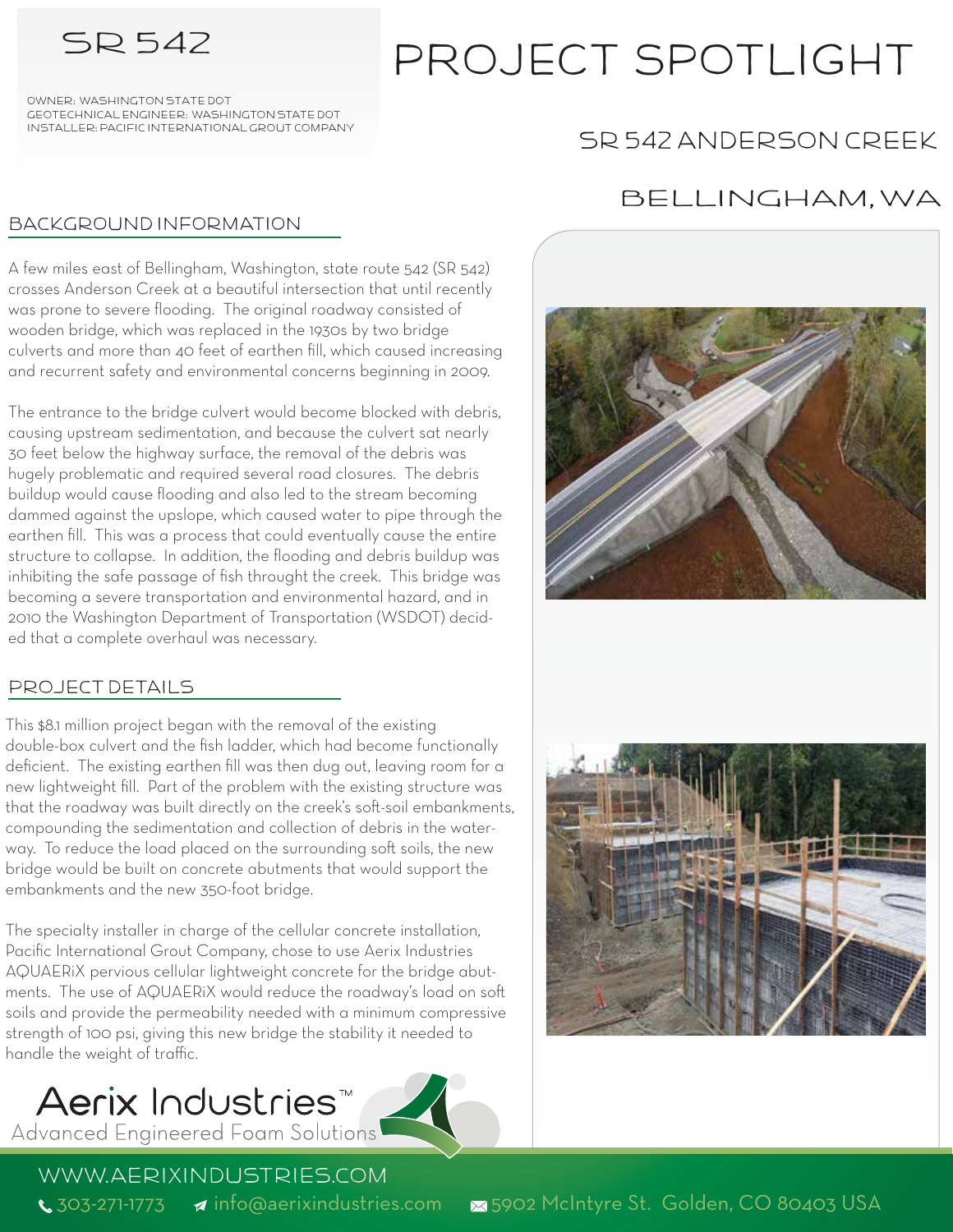# SR 542

OWNER: WASHINGTON STATE DOT
GEOTECHNICAL ENGINEER: WASHINGTON STATE DOT
INSTALLER: PACIFIC INTERNATIONAL GROUT COMPANY

# PROJECT SPOTLIGHT

## SR 542 ANDERSON CREEK

## BELLINGHAM, WA

## BACKGROUND INFORMATION

A few miles east of Bellingham, Washington, state route 542 (SR 542) crosses Anderson Creek at a beautiful intersection that until recently was prone to severe flooding. The original roadway consisted of wooden bridge, which was replaced in the 1930s by two bridge culverts and more than 40 feet of earthen fill, which caused increasing and recurrent safety and environmental concerns beginning in 2009.

The entrance to the bridge culvert would become blocked with debris, causing upstream sedimentation, and because the culvert sat nearly 30 feet below the highway surface, the removal of the debris was hugely problematic and required several road closures. The debris buildup would cause flooding and also led to the stream becoming dammed against the upslope, which caused water to pipe through the earthen fill. This was a process that could eventually cause the entire structure to collapse. In addition, the flooding and debris buildup was inhibiting the safe passage of fish throught the creek. This bridge was becoming a severe transportation and environmental hazard, and in 2010 the Washington Department of Transportation (WSDOT) decided that a complete overhaul was necessary.

## PROJECT DETAILS

This $8.1 million project began with the removal of the existing double-box culvert and the fish ladder, which had become functionally deficient. The existing earthen fill was then dug out, leaving room for a new lightweight fill. Part of the problem with the existing structure was that the roadway was built directly on the creek's soft-soil embankments, compounding the sedimentation and collection of debris in the waterway. To reduce the load placed on the surrounding soft soils, the new bridge would be built on concrete abutments that would support the embankments and the new 350-foot bridge.

The specialty installer in charge of the cellular concrete installation, Pacific International Grout Company, chose to use Aerix Industries AQUAERiX pervious cellular lightweight concrete for the bridge abutments. The use of AQUAERiX would reduce the roadway's load on soft soils and provide the permeability needed with a minimum compressive strength of 100 psi, giving this new bridge the stability it needed to handle the weight of traffic.

Aerix Industries™
Advanced Engineered Foam Solutions

WWW.AERIXINDUSTRIES.COM
303-271-1773 info@aerixindustries.com 5902 McIntyre St. Golden, CO 80403 USA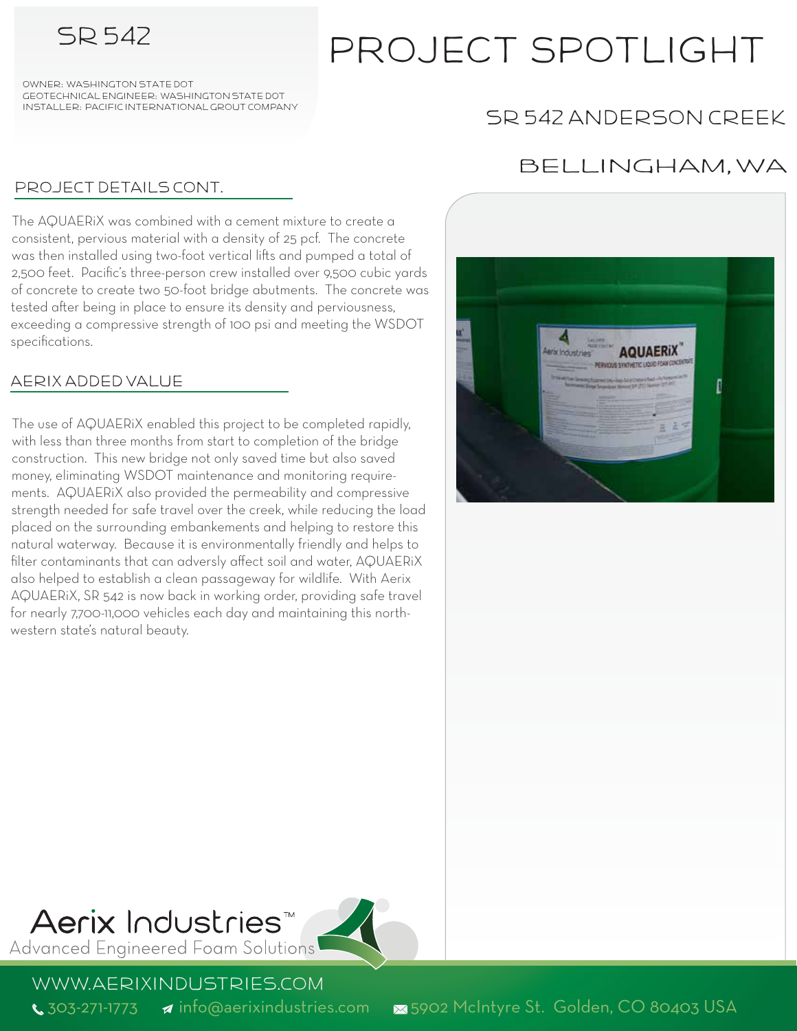# SR 542

OWNER: WASHINGTON STATE DOT
GEOTECHNICAL ENGINEER: WASHINGTON STATE DOT
INSTALLER: PACIFIC INTERNATIONAL GROUT COMPANY

# PROJECT SPOTLIGHT

## SR 542 ANDERSON CREEK

## BELLINGHAM, WA

### PROJECT DETAILS CONT.

The AQUAERiX was combined with a cement mixture to create a consistent, pervious material with a density of 25 pcf. The concrete was then installed using two-foot vertical lifts and pumped a total of 2,500 feet. Pacific's three-person crew installed over 9,500 cubic yards of concrete to create two 50-foot bridge abutments. The concrete was tested after being in place to ensure its density and perviousness, exceeding a compressive strength of 100 psi and meeting the WSDOT specifications.

### AERIX ADDED VALUE

The use of AQUAERiX enabled this project to be completed rapidly, with less than three months from start to completion of the bridge construction. This new bridge not only saved time but also saved money, eliminating WSDOT maintenance and monitoring requirements. AQUAERiX also provided the permeability and compressive strength needed for safe travel over the creek, while reducing the load placed on the surrounding embankements and helping to restore this natural waterway. Because it is environmentally friendly and helps to filter contaminants that can adversly affect soil and water, AQUAERiX also helped to establish a clean passageway for wildlife. With Aerix AQUAERiX, SR 542 is now back in working order, providing safe travel for nearly 7,700-11,000 vehicles each day and maintaining this northwestern state's natural beauty.

Aerix Industries™
Advanced Engineered Foam Solutions

WWW.AERIXINDUSTRIES.COM
303-271-1773 info@aerixindustries.com 5902 McIntyre St. Golden, CO 80403 USA